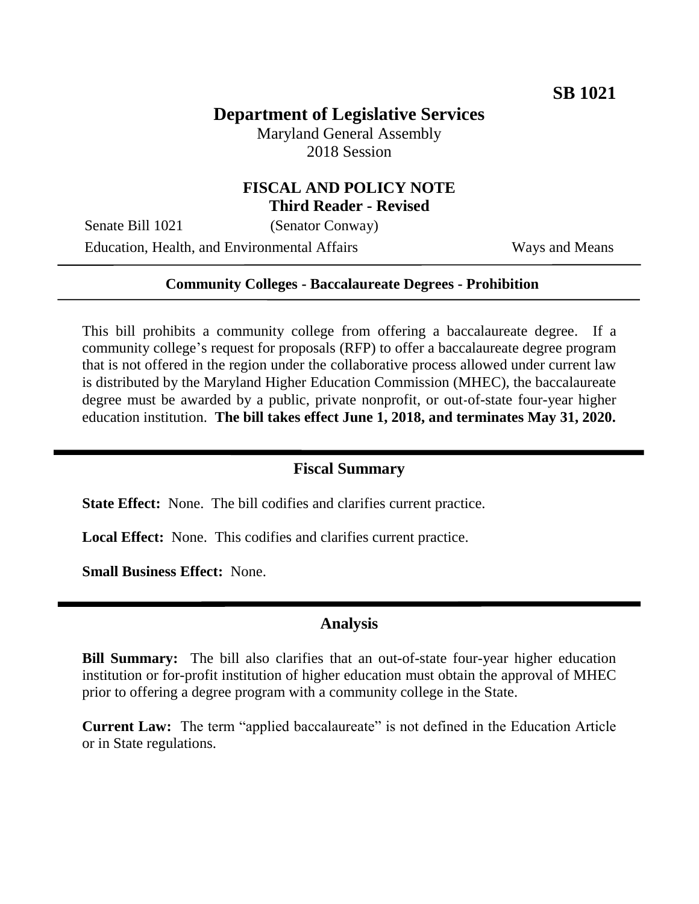**SB 1021**

# Department of Legislative Services

Maryland General Assembly
2018 Session

## FISCAL AND POLICY NOTE
**Third Reader - Revised**

Senate Bill 1021 (Senator Conway)
Education, Health, and Environmental Affairs Ways and Means

---

**Community Colleges - Baccalaureate Degrees - Prohibition**

---

This bill prohibits a community college from offering a baccalaureate degree. If a community college's request for proposals (RFP) to offer a baccalaureate degree program that is not offered in the region under the collaborative process allowed under current law is distributed by the Maryland Higher Education Commission (MHEC), the baccalaureate degree must be awarded by a public, private nonprofit, or out-of-state four-year higher education institution. **The bill takes effect June 1, 2018, and terminates May 31, 2020.**

---

## Fiscal Summary

**State Effect:** None. The bill codifies and clarifies current practice.

**Local Effect:** None. This codifies and clarifies current practice.

**Small Business Effect:** None.

---

## Analysis

**Bill Summary:** The bill also clarifies that an out-of-state four-year higher education institution or for-profit institution of higher education must obtain the approval of MHEC prior to offering a degree program with a community college in the State.

**Current Law:** The term "applied baccalaureate" is not defined in the Education Article or in State regulations.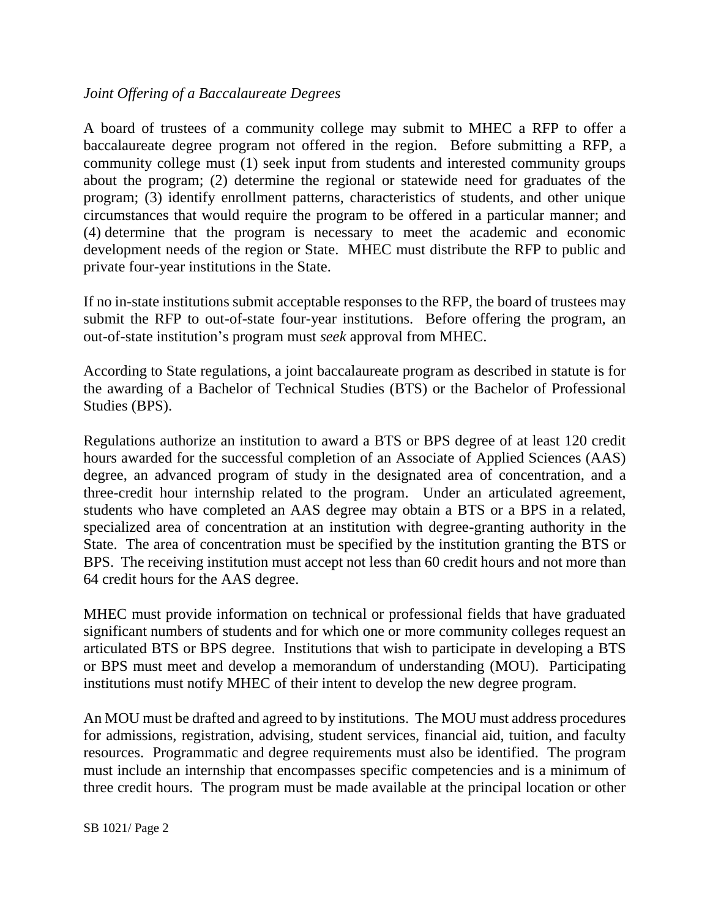*Joint Offering of a Baccalaureate Degrees*

A board of trustees of a community college may submit to MHEC a RFP to offer a baccalaureate degree program not offered in the region. Before submitting a RFP, a community college must (1) seek input from students and interested community groups about the program; (2) determine the regional or statewide need for graduates of the program; (3) identify enrollment patterns, characteristics of students, and other unique circumstances that would require the program to be offered in a particular manner; and (4) determine that the program is necessary to meet the academic and economic development needs of the region or State. MHEC must distribute the RFP to public and private four-year institutions in the State.

If no in-state institutions submit acceptable responses to the RFP, the board of trustees may submit the RFP to out-of-state four-year institutions. Before offering the program, an out-of-state institution's program must *seek* approval from MHEC.

According to State regulations, a joint baccalaureate program as described in statute is for the awarding of a Bachelor of Technical Studies (BTS) or the Bachelor of Professional Studies (BPS).

Regulations authorize an institution to award a BTS or BPS degree of at least 120 credit hours awarded for the successful completion of an Associate of Applied Sciences (AAS) degree, an advanced program of study in the designated area of concentration, and a three-credit hour internship related to the program. Under an articulated agreement, students who have completed an AAS degree may obtain a BTS or a BPS in a related, specialized area of concentration at an institution with degree-granting authority in the State. The area of concentration must be specified by the institution granting the BTS or BPS. The receiving institution must accept not less than 60 credit hours and not more than 64 credit hours for the AAS degree.

MHEC must provide information on technical or professional fields that have graduated significant numbers of students and for which one or more community colleges request an articulated BTS or BPS degree. Institutions that wish to participate in developing a BTS or BPS must meet and develop a memorandum of understanding (MOU). Participating institutions must notify MHEC of their intent to develop the new degree program.

An MOU must be drafted and agreed to by institutions. The MOU must address procedures for admissions, registration, advising, student services, financial aid, tuition, and faculty resources. Programmatic and degree requirements must also be identified. The program must include an internship that encompasses specific competencies and is a minimum of three credit hours. The program must be made available at the principal location or other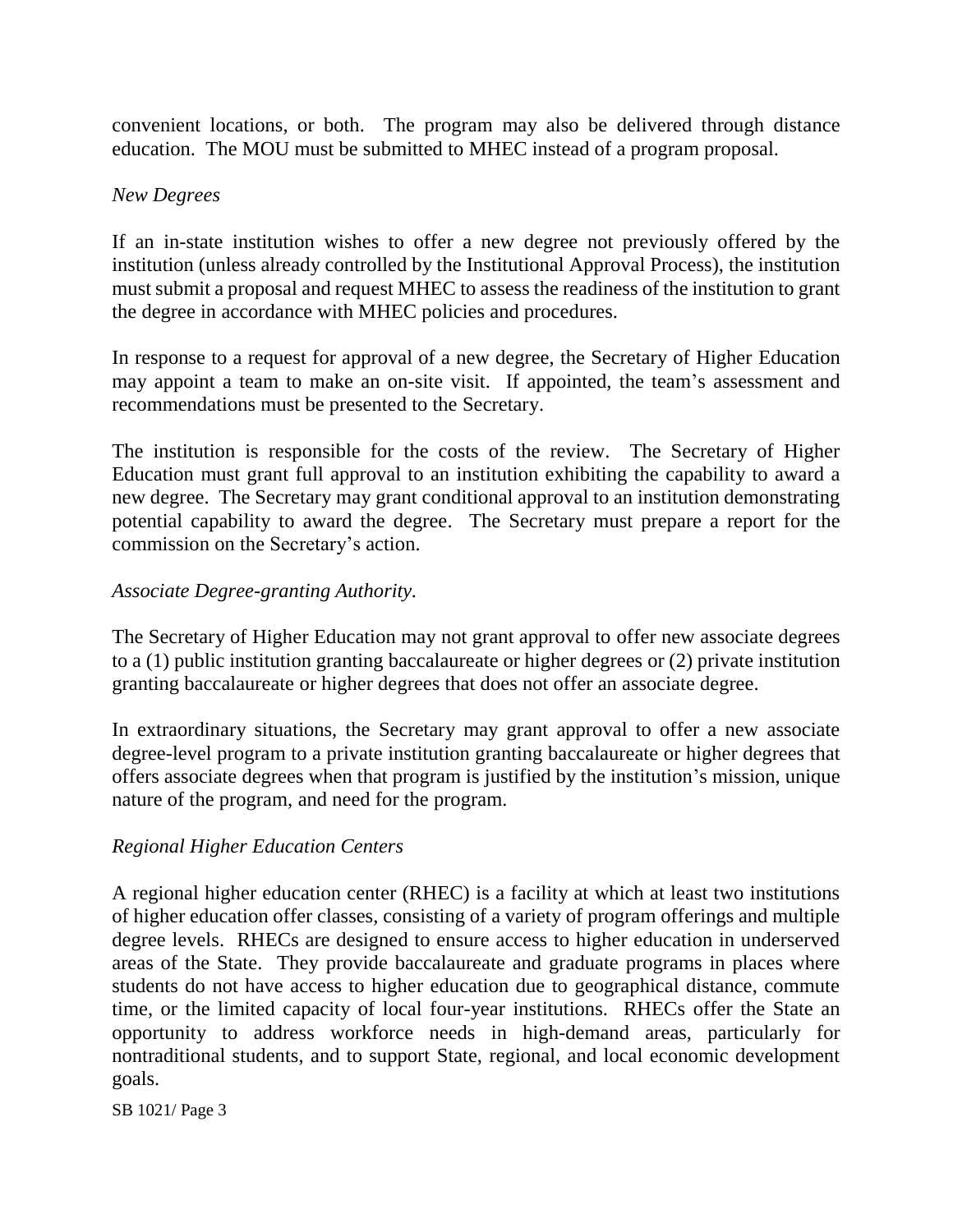convenient locations, or both. The program may also be delivered through distance education. The MOU must be submitted to MHEC instead of a program proposal.

*New Degrees*

If an in-state institution wishes to offer a new degree not previously offered by the institution (unless already controlled by the Institutional Approval Process), the institution must submit a proposal and request MHEC to assess the readiness of the institution to grant the degree in accordance with MHEC policies and procedures.

In response to a request for approval of a new degree, the Secretary of Higher Education may appoint a team to make an on-site visit. If appointed, the team's assessment and recommendations must be presented to the Secretary.

The institution is responsible for the costs of the review. The Secretary of Higher Education must grant full approval to an institution exhibiting the capability to award a new degree. The Secretary may grant conditional approval to an institution demonstrating potential capability to award the degree. The Secretary must prepare a report for the commission on the Secretary's action.

*Associate Degree-granting Authority.*

The Secretary of Higher Education may not grant approval to offer new associate degrees to a (1) public institution granting baccalaureate or higher degrees or (2) private institution granting baccalaureate or higher degrees that does not offer an associate degree.

In extraordinary situations, the Secretary may grant approval to offer a new associate degree-level program to a private institution granting baccalaureate or higher degrees that offers associate degrees when that program is justified by the institution's mission, unique nature of the program, and need for the program.

*Regional Higher Education Centers*

A regional higher education center (RHEC) is a facility at which at least two institutions of higher education offer classes, consisting of a variety of program offerings and multiple degree levels. RHECs are designed to ensure access to higher education in underserved areas of the State. They provide baccalaureate and graduate programs in places where students do not have access to higher education due to geographical distance, commute time, or the limited capacity of local four-year institutions. RHECs offer the State an opportunity to address workforce needs in high-demand areas, particularly for nontraditional students, and to support State, regional, and local economic development goals.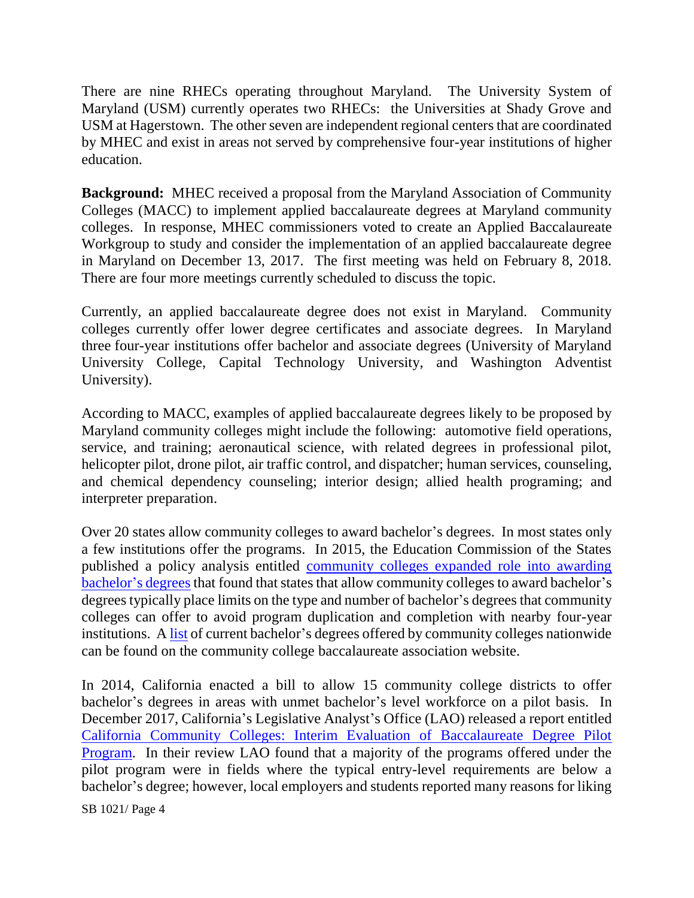There are nine RHECs operating throughout Maryland. The University System of Maryland (USM) currently operates two RHECs: the Universities at Shady Grove and USM at Hagerstown. The other seven are independent regional centers that are coordinated by MHEC and exist in areas not served by comprehensive four-year institutions of higher education.

**Background:** MHEC received a proposal from the Maryland Association of Community Colleges (MACC) to implement applied baccalaureate degrees at Maryland community colleges. In response, MHEC commissioners voted to create an Applied Baccalaureate Workgroup to study and consider the implementation of an applied baccalaureate degree in Maryland on December 13, 2017. The first meeting was held on February 8, 2018. There are four more meetings currently scheduled to discuss the topic.

Currently, an applied baccalaureate degree does not exist in Maryland. Community colleges currently offer lower degree certificates and associate degrees. In Maryland three four-year institutions offer bachelor and associate degrees (University of Maryland University College, Capital Technology University, and Washington Adventist University).

According to MACC, examples of applied baccalaureate degrees likely to be proposed by Maryland community colleges might include the following: automotive field operations, service, and training; aeronautical science, with related degrees in professional pilot, helicopter pilot, drone pilot, air traffic control, and dispatcher; human services, counseling, and chemical dependency counseling; interior design; allied health programing; and interpreter preparation.

Over 20 states allow community colleges to award bachelor's degrees. In most states only a few institutions offer the programs. In 2015, the Education Commission of the States published a policy analysis entitled community colleges expanded role into awarding bachelor's degrees that found that states that allow community colleges to award bachelor's degrees typically place limits on the type and number of bachelor's degrees that community colleges can offer to avoid program duplication and completion with nearby four-year institutions. A list of current bachelor's degrees offered by community colleges nationwide can be found on the community college baccalaureate association website.

In 2014, California enacted a bill to allow 15 community college districts to offer bachelor's degrees in areas with unmet bachelor's level workforce on a pilot basis. In December 2017, California's Legislative Analyst's Office (LAO) released a report entitled California Community Colleges: Interim Evaluation of Baccalaureate Degree Pilot Program. In their review LAO found that a majority of the programs offered under the pilot program were in fields where the typical entry-level requirements are below a bachelor's degree; however, local employers and students reported many reasons for liking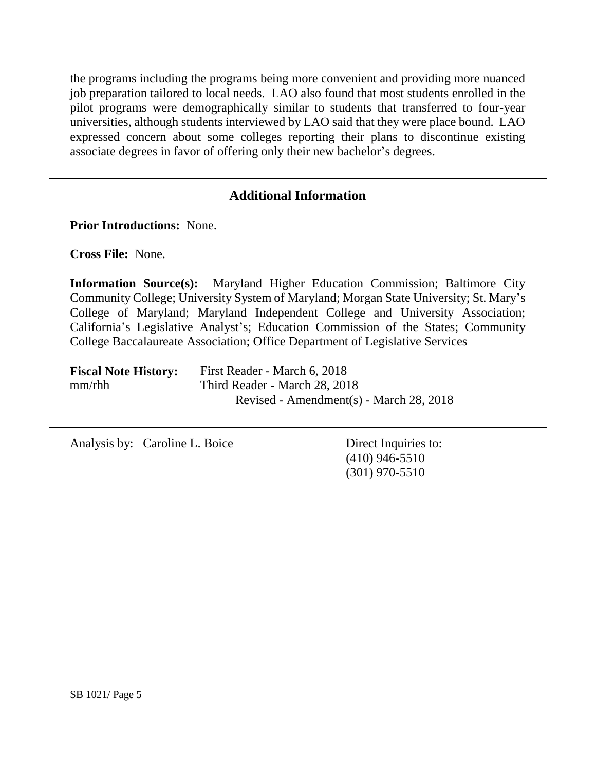the programs including the programs being more convenient and providing more nuanced job preparation tailored to local needs. LAO also found that most students enrolled in the pilot programs were demographically similar to students that transferred to four-year universities, although students interviewed by LAO said that they were place bound. LAO expressed concern about some colleges reporting their plans to discontinue existing associate degrees in favor of offering only their new bachelor's degrees.

---

## Additional Information

**Prior Introductions:** None.

**Cross File:** None.

**Information Source(s):** Maryland Higher Education Commission; Baltimore City Community College; University System of Maryland; Morgan State University; St. Mary's College of Maryland; Maryland Independent College and University Association; California's Legislative Analyst's; Education Commission of the States; Community College Baccalaureate Association; Office Department of Legislative Services

**Fiscal Note History:** First Reader - March 6, 2018
mm/rhh Third Reader - March 28, 2018
Revised - Amendment(s) - March 28, 2018

---

Analysis by: Caroline L. Boice

Direct Inquiries to:
(410) 946-5510
(301) 970-5510